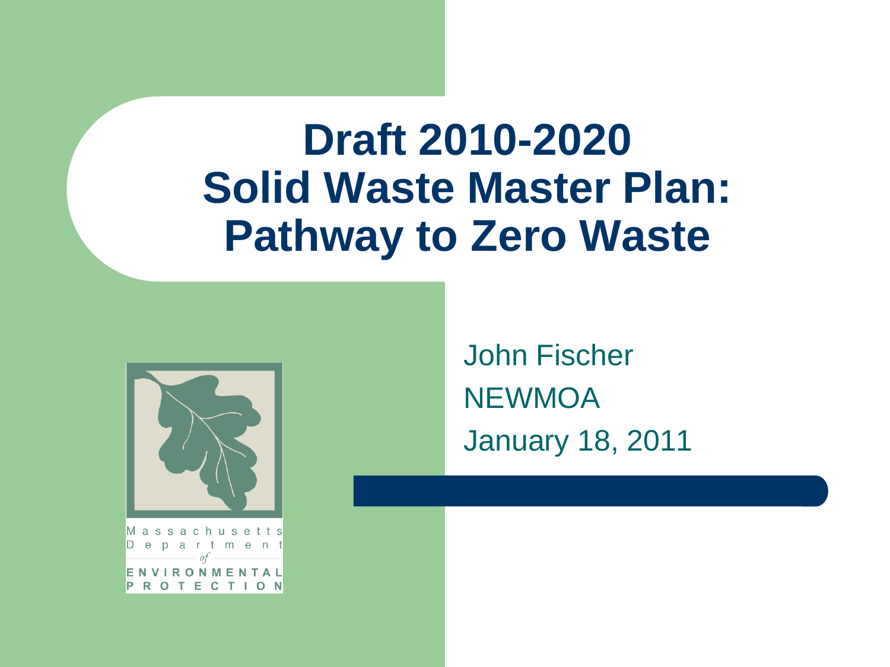# Draft 2010-2020 Solid Waste Master Plan: Pathway to Zero Waste

Massachusetts Department of ENVIRONMENTAL PROTECTION

John Fischer

NEWMOA

January 18, 2011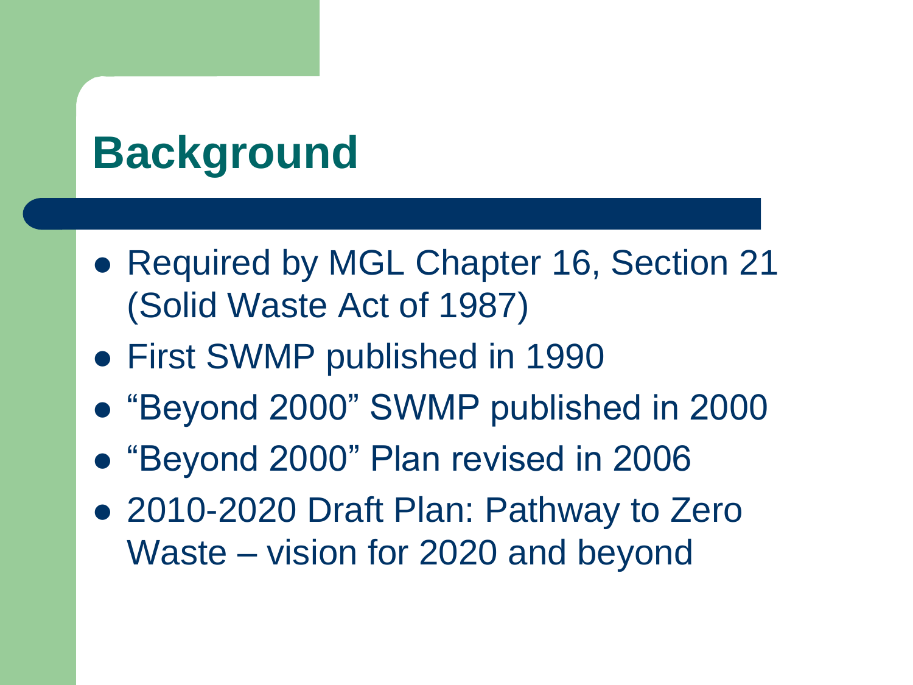# Background

- Required by MGL Chapter 16, Section 21 (Solid Waste Act of 1987)
- First SWMP published in 1990
- "Beyond 2000" SWMP published in 2000
- "Beyond 2000" Plan revised in 2006
- 2010-2020 Draft Plan: Pathway to Zero Waste – vision for 2020 and beyond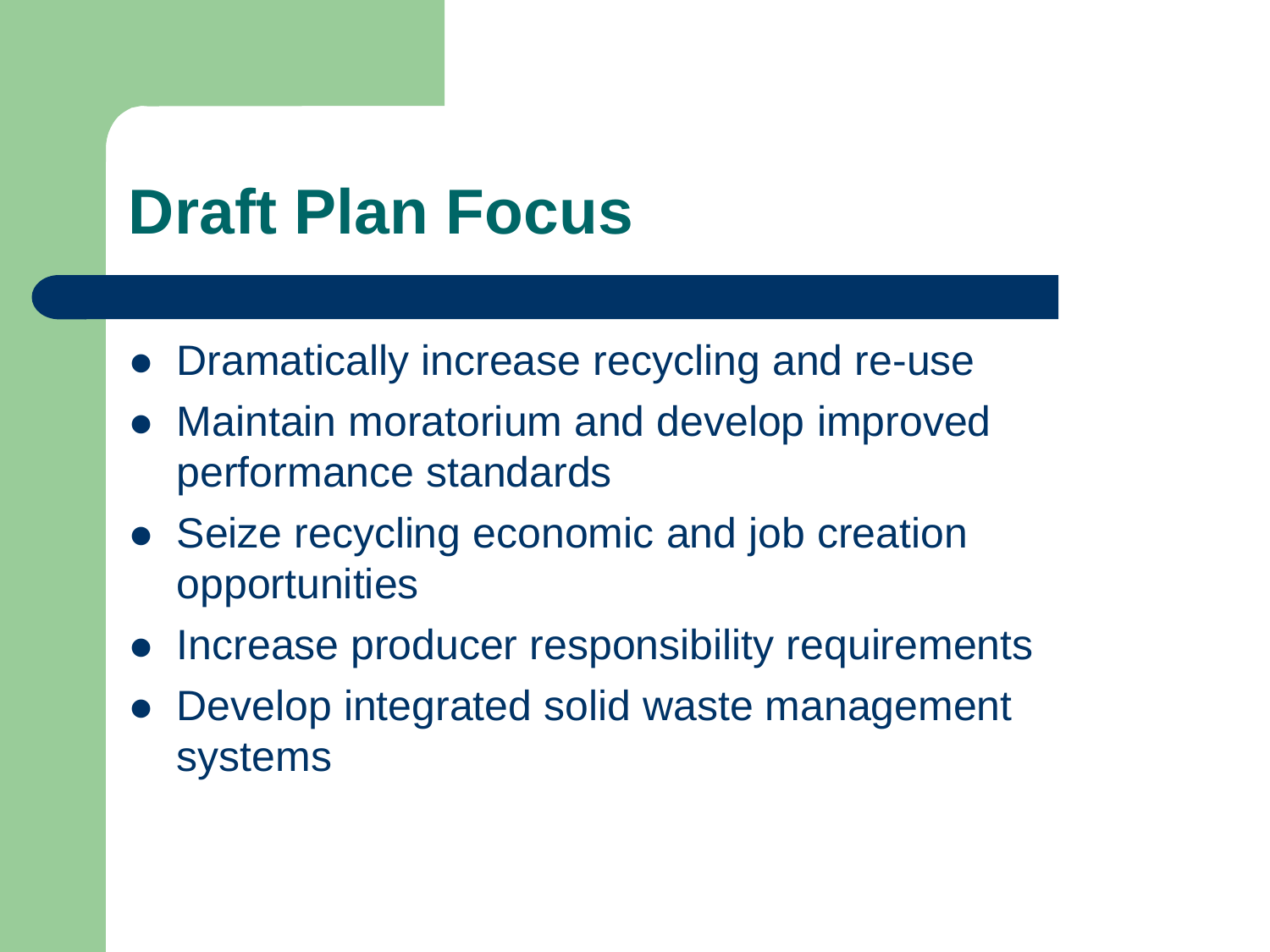# Draft Plan Focus

- Dramatically increase recycling and re-use
- Maintain moratorium and develop improved performance standards
- Seize recycling economic and job creation opportunities
- Increase producer responsibility requirements
- Develop integrated solid waste management systems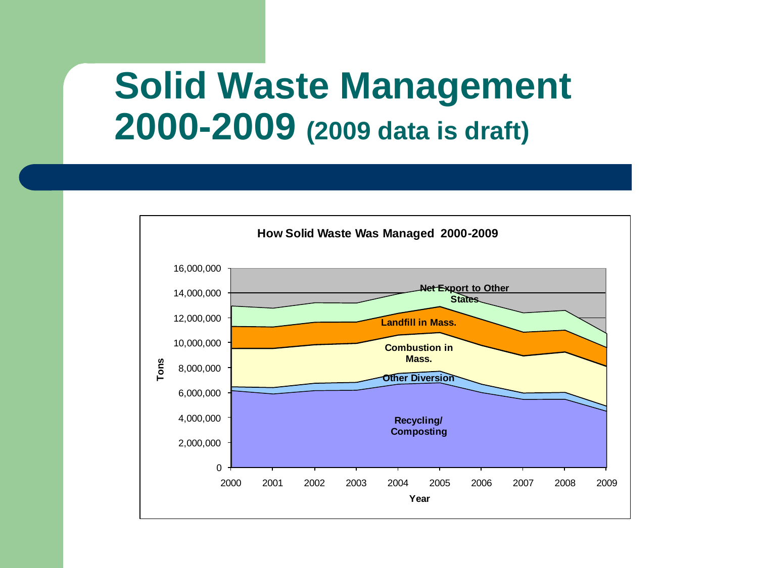# Solid Waste Management 2000-2009 (2009 data is draft)

**How Solid Waste Was Managed 2000-2009**

Chart series (stacked, in Tons, by Year 2000–2009):

- Net Export to Other States
- Landfill in Mass.
- Combustion in Mass.
- Other Diversion
- Recycling/ Composting

Y-axis: Tons (0 to 16,000,000)

X-axis: Year (2000, 2001, 2002, 2003, 2004, 2005, 2006, 2007, 2008, 2009)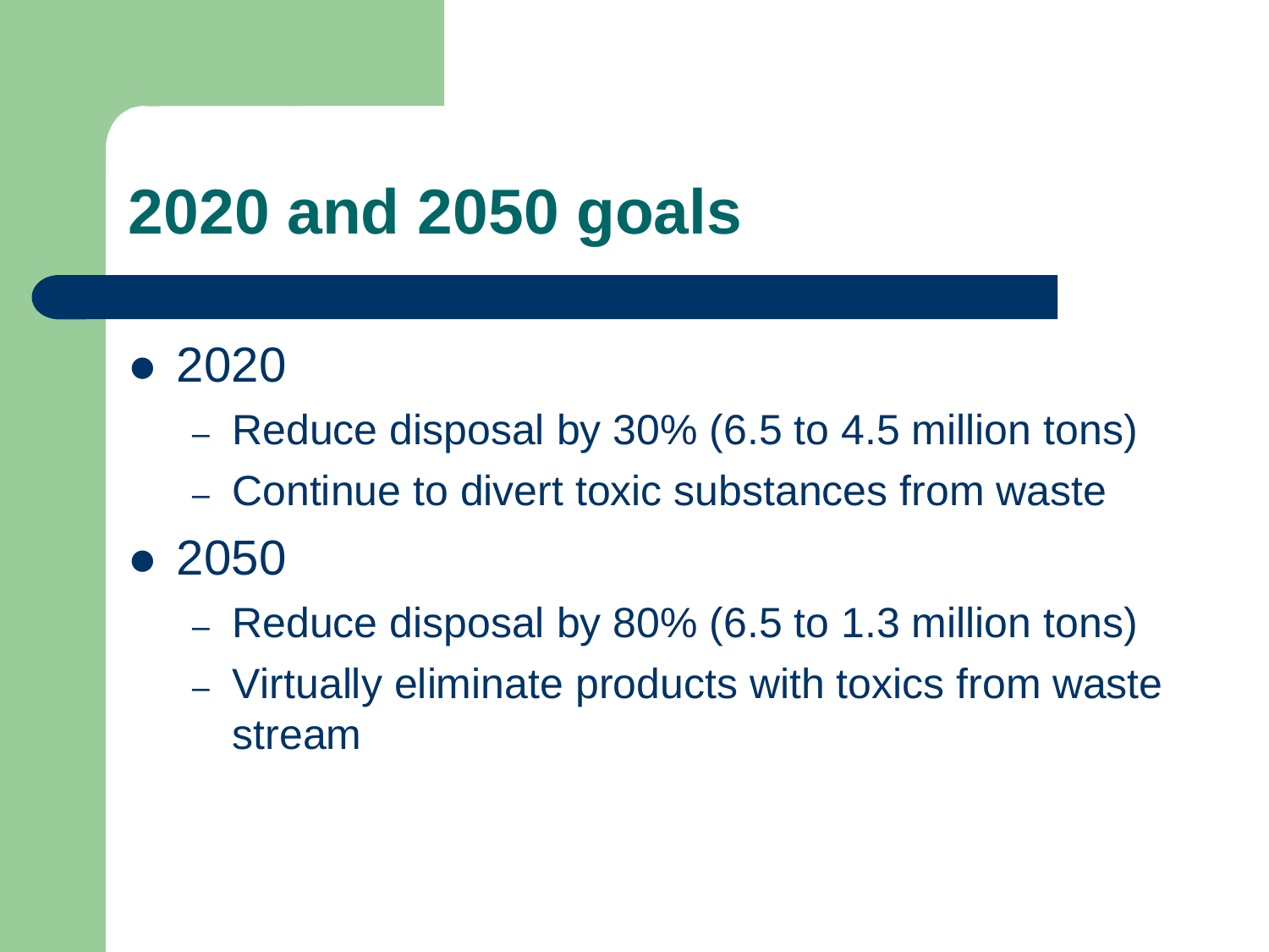# 2020 and 2050 goals

- 2020
  - Reduce disposal by 30% (6.5 to 4.5 million tons)
  - Continue to divert toxic substances from waste
- 2050
  - Reduce disposal by 80% (6.5 to 1.3 million tons)
  - Virtually eliminate products with toxics from waste stream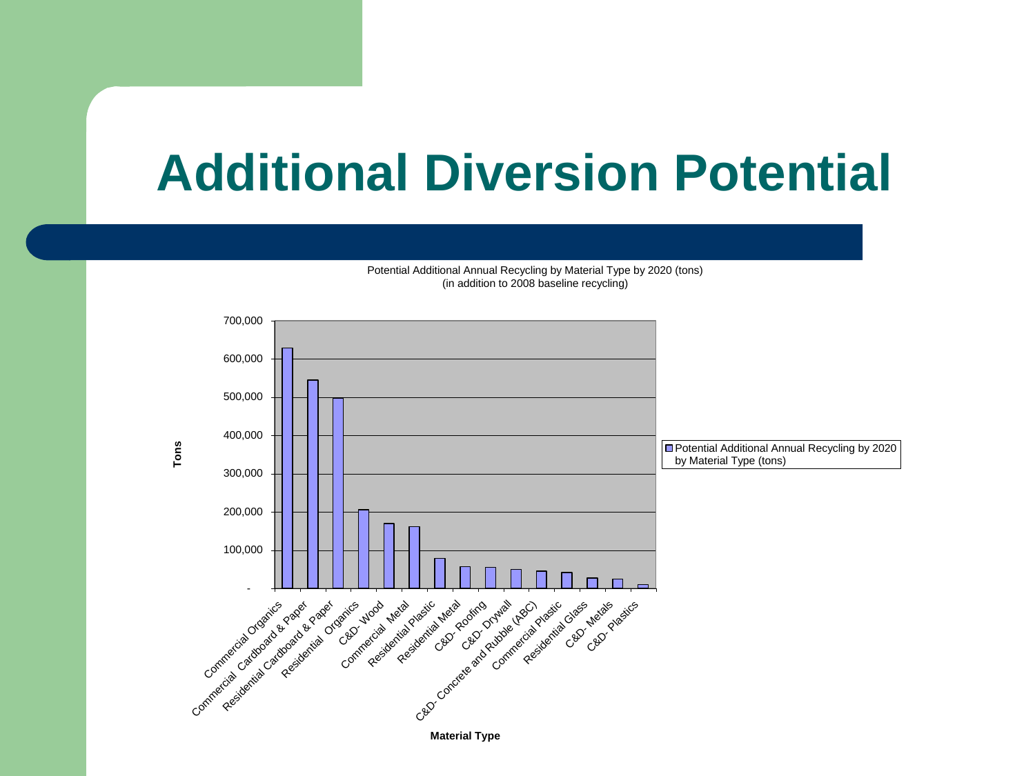# Additional Diversion Potential

Potential Additional Annual Recycling by Material Type by 2020 (tons)
(in addition to 2008 baseline recycling)

Tons

700,000
600,000
500,000
400,000
300,000
200,000
100,000
-

Commercial Organics
Commercial Cardboard & Paper
Residential Cardboard & Paper
Residential Organics
C&D- Wood
Commercial Metal
Residential Plastic
Residential Metal
C&D- Roofing
C&D- Drywall
C&D- Concrete and Rubble (ABC)
Commercial Plastic
Residential Glass
C&D- Metals
C&D- Plastics

Material Type

Potential Additional Annual Recycling by 2020 by Material Type (tons)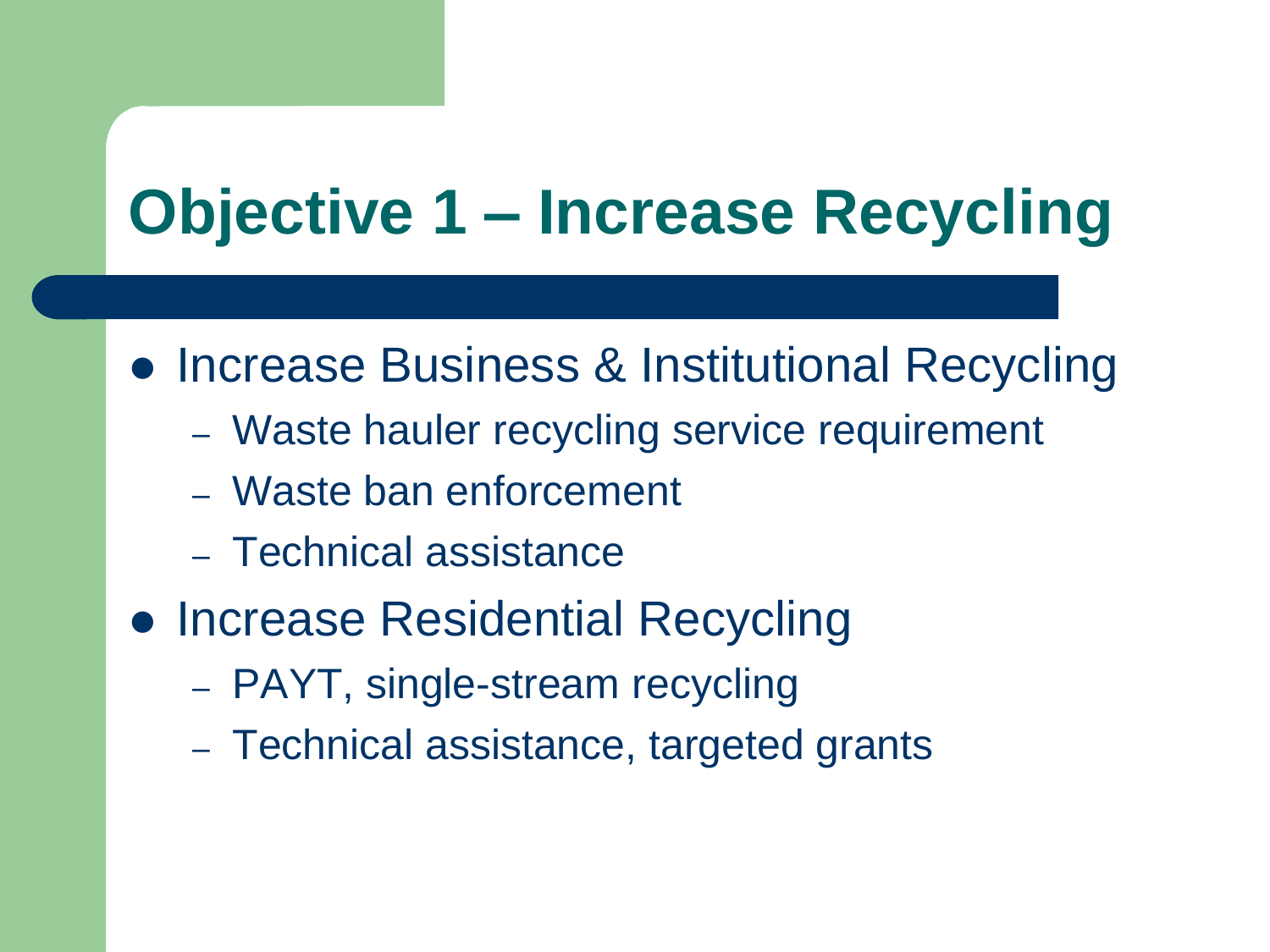# Objective 1 – Increase Recycling

- Increase Business & Institutional Recycling
  - Waste hauler recycling service requirement
  - Waste ban enforcement
  - Technical assistance
- Increase Residential Recycling
  - PAYT, single-stream recycling
  - Technical assistance, targeted grants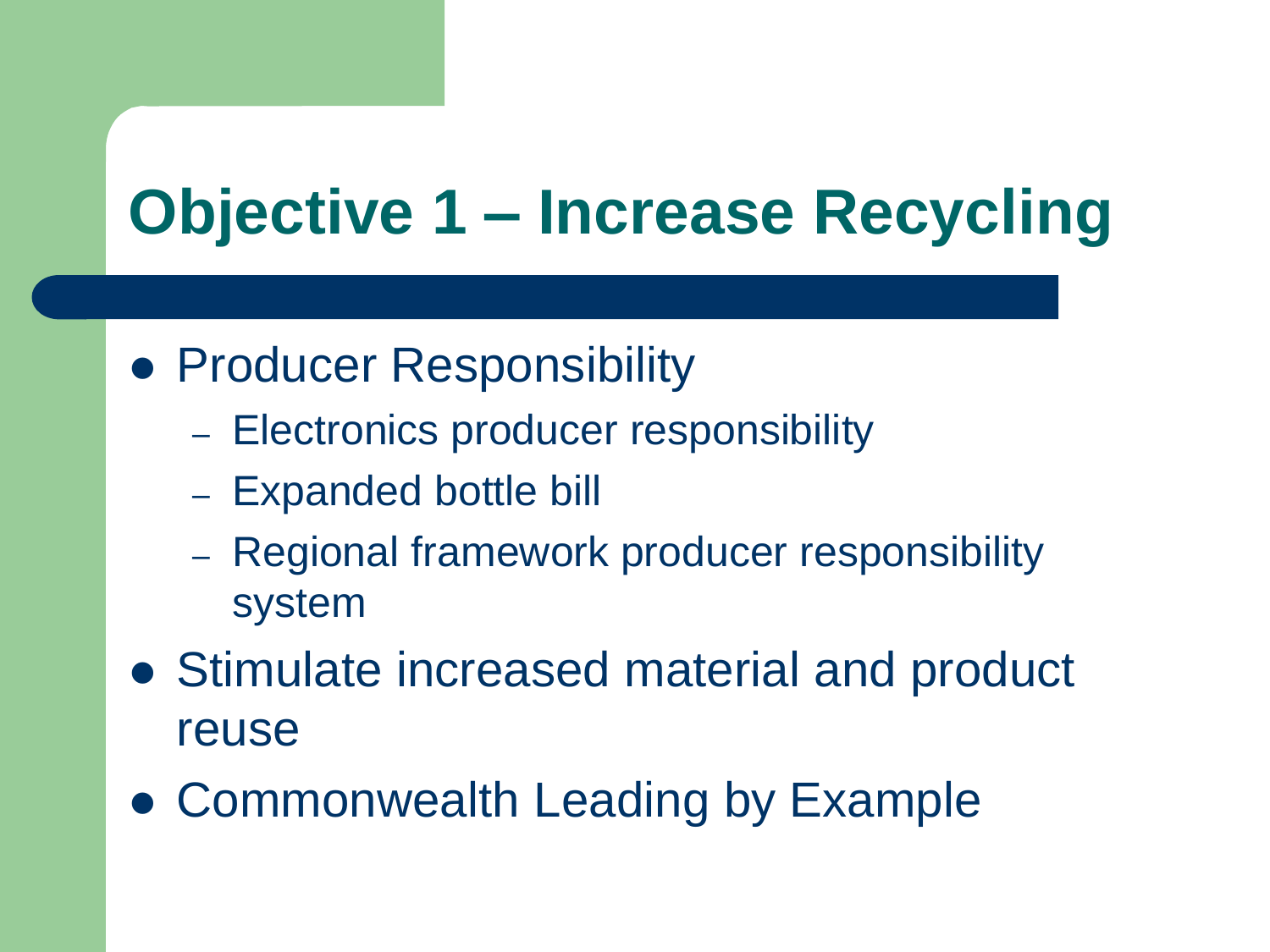# Objective 1 – Increase Recycling

- Producer Responsibility
  - Electronics producer responsibility
  - Expanded bottle bill
  - Regional framework producer responsibility system
- Stimulate increased material and product reuse
- Commonwealth Leading by Example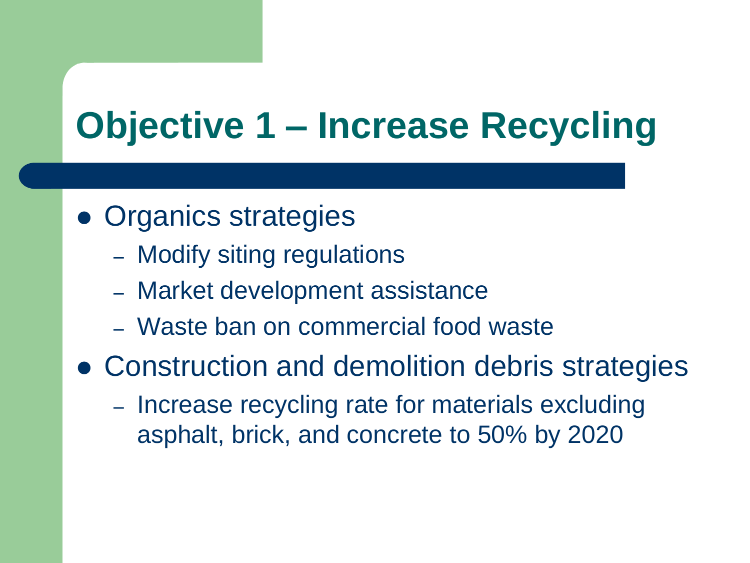# Objective 1 – Increase Recycling

- Organics strategies
  - Modify siting regulations
  - Market development assistance
  - Waste ban on commercial food waste
- Construction and demolition debris strategies
  - Increase recycling rate for materials excluding asphalt, brick, and concrete to 50% by 2020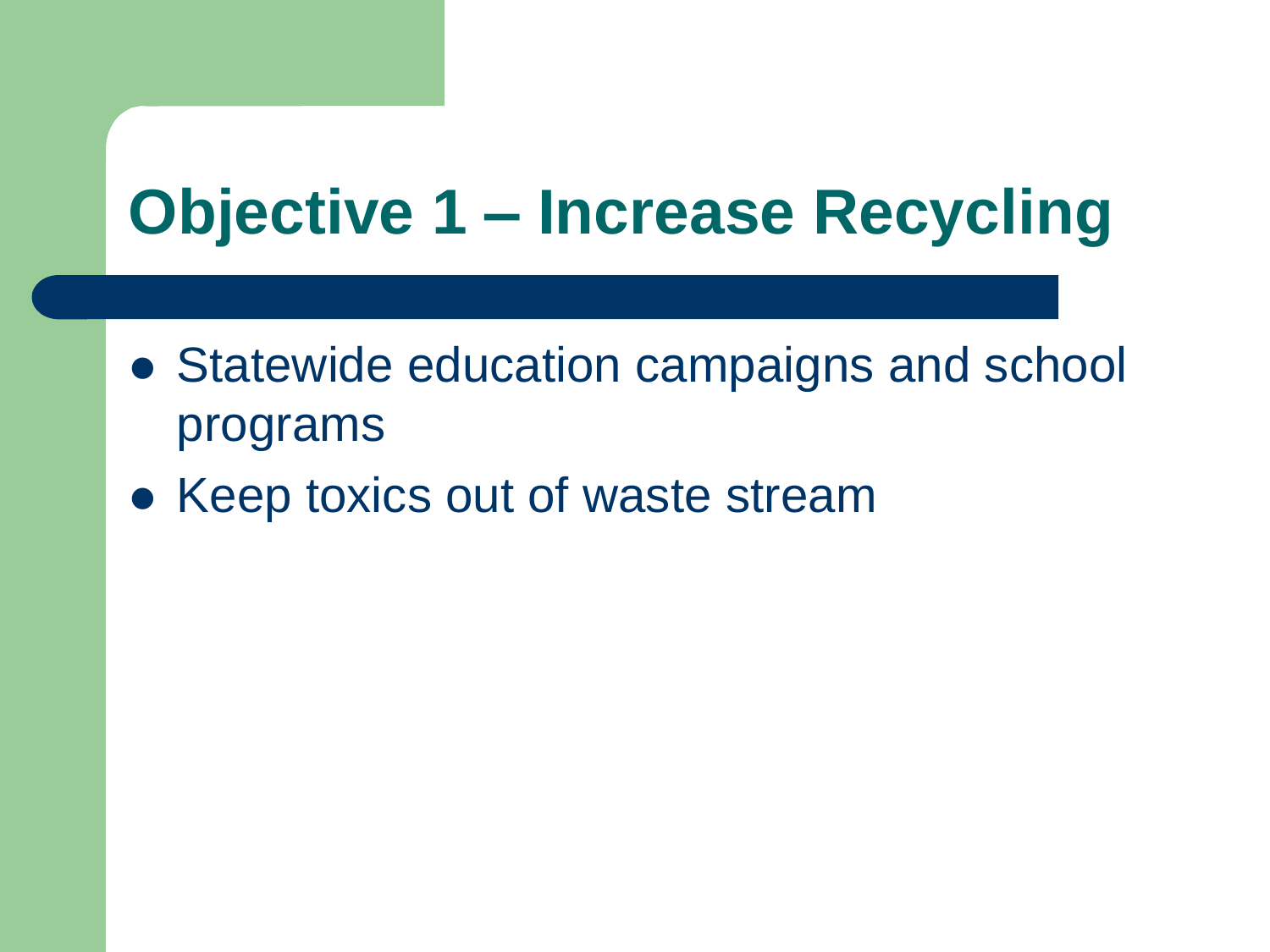# Objective 1 – Increase Recycling

- Statewide education campaigns and school programs
- Keep toxics out of waste stream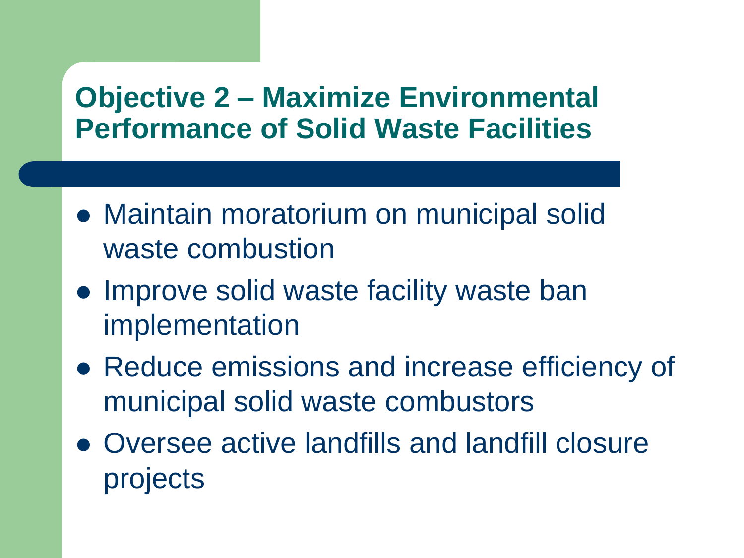## Objective 2 – Maximize Environmental Performance of Solid Waste Facilities

- Maintain moratorium on municipal solid waste combustion
- Improve solid waste facility waste ban implementation
- Reduce emissions and increase efficiency of municipal solid waste combustors
- Oversee active landfills and landfill closure projects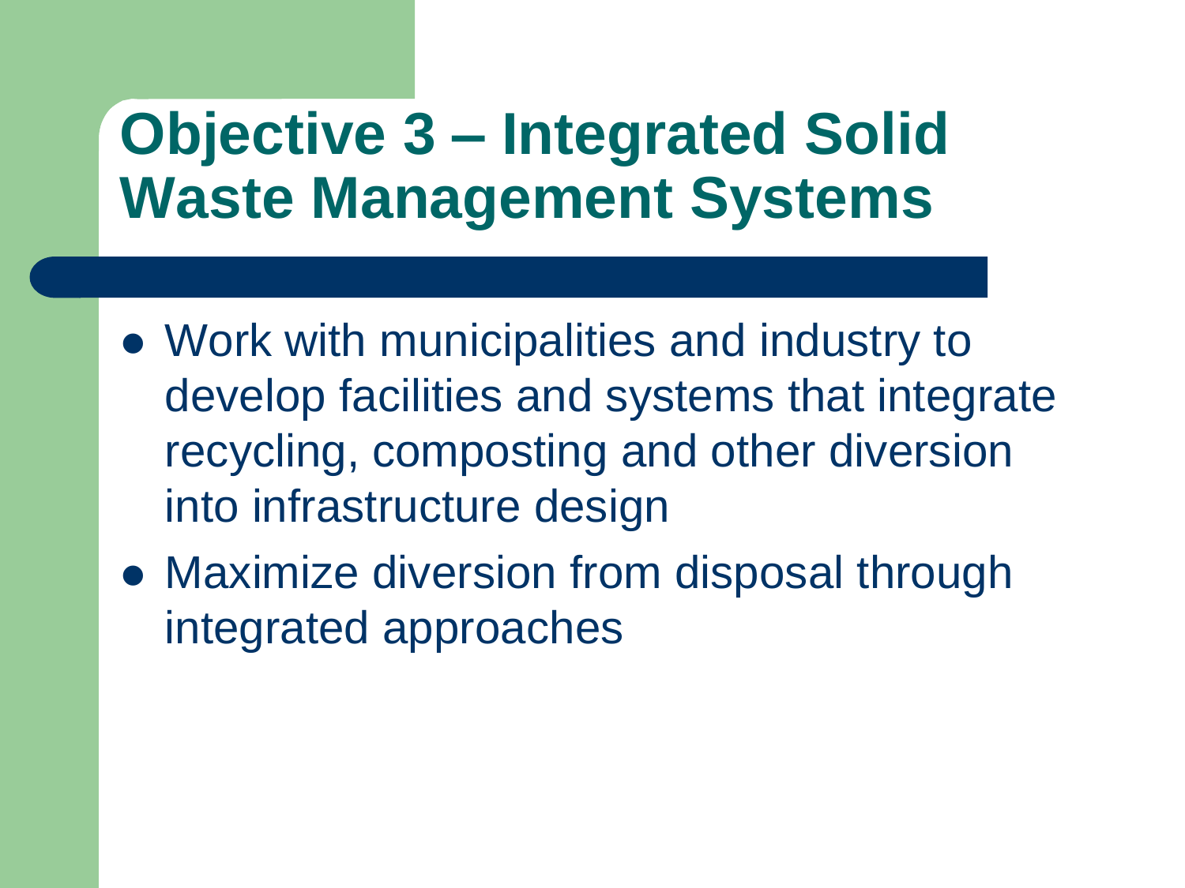# Objective 3 – Integrated Solid Waste Management Systems

- Work with municipalities and industry to develop facilities and systems that integrate recycling, composting and other diversion into infrastructure design
- Maximize diversion from disposal through integrated approaches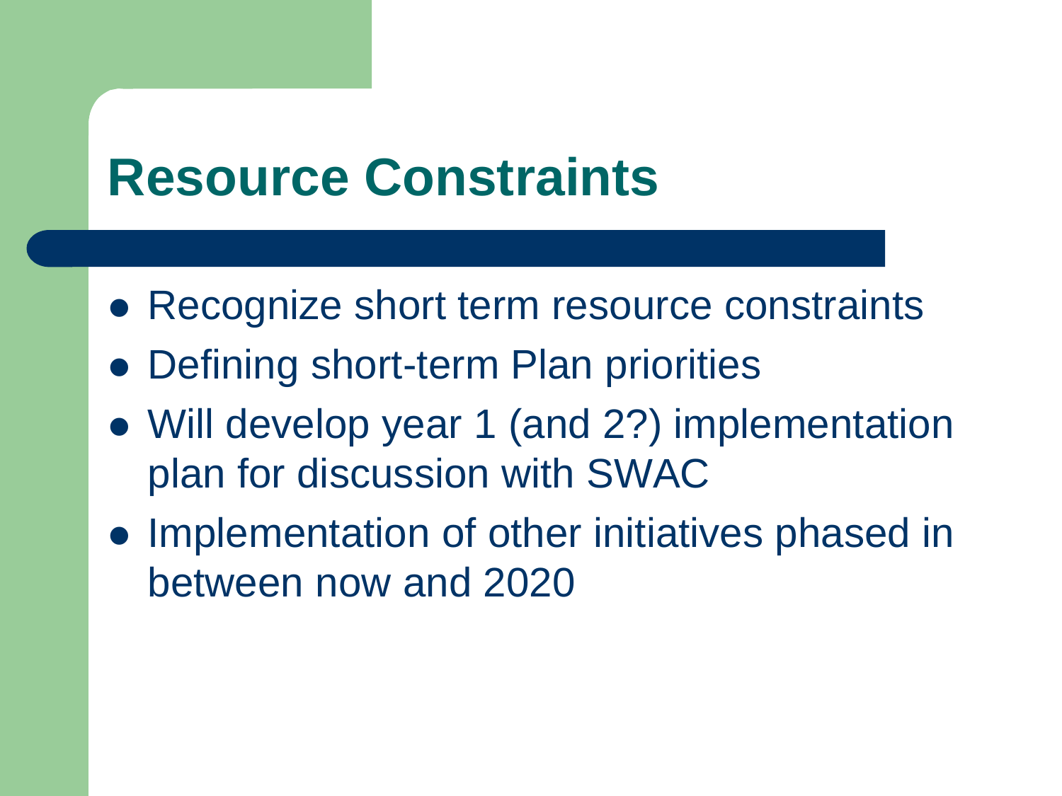# Resource Constraints

- Recognize short term resource constraints
- Defining short-term Plan priorities
- Will develop year 1 (and 2?) implementation plan for discussion with SWAC
- Implementation of other initiatives phased in between now and 2020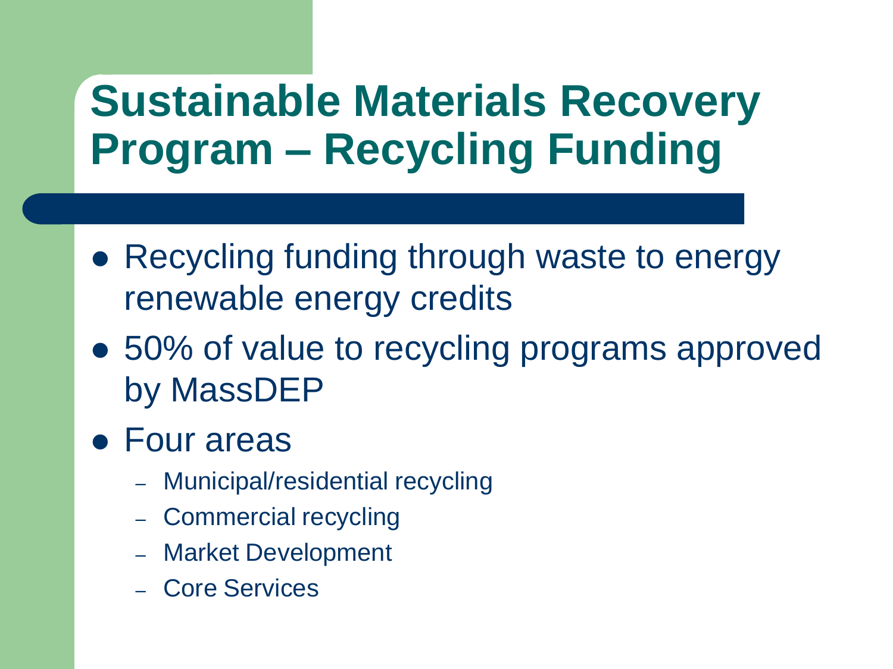# Sustainable Materials Recovery Program – Recycling Funding

- Recycling funding through waste to energy renewable energy credits
- 50% of value to recycling programs approved by MassDEP
- Four areas
  - Municipal/residential recycling
  - Commercial recycling
  - Market Development
  - Core Services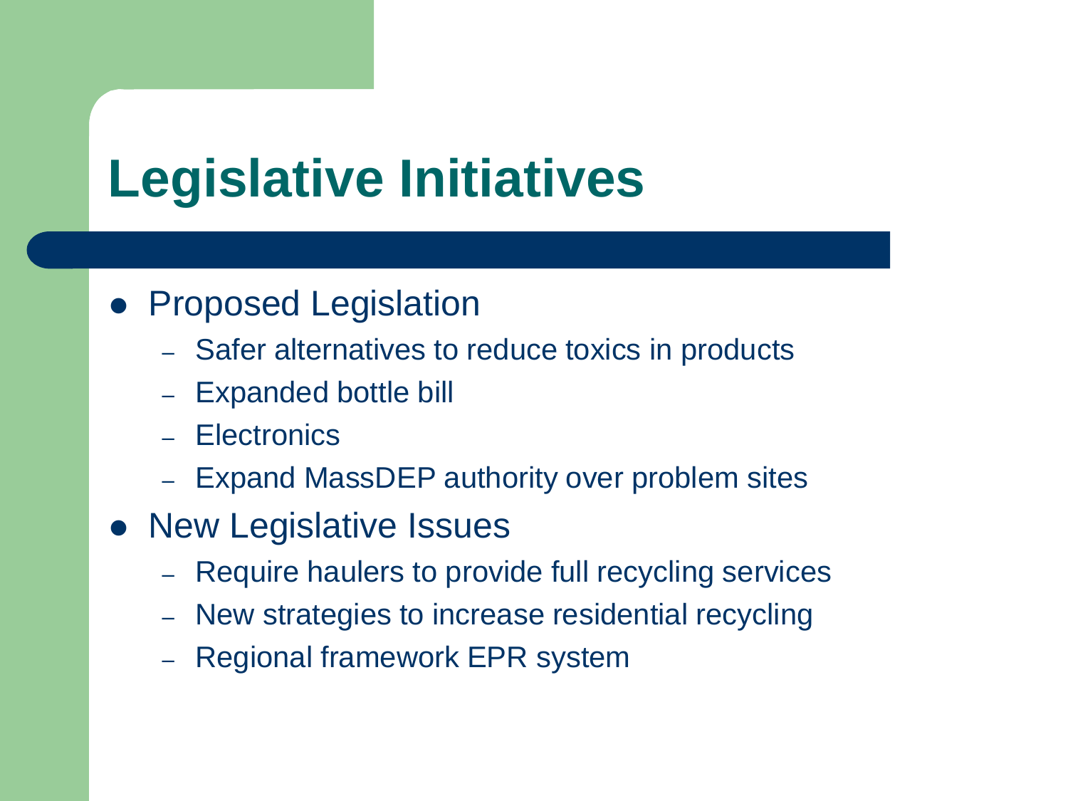# Legislative Initiatives

- Proposed Legislation
  - Safer alternatives to reduce toxics in products
  - Expanded bottle bill
  - Electronics
  - Expand MassDEP authority over problem sites
- New Legislative Issues
  - Require haulers to provide full recycling services
  - New strategies to increase residential recycling
  - Regional framework EPR system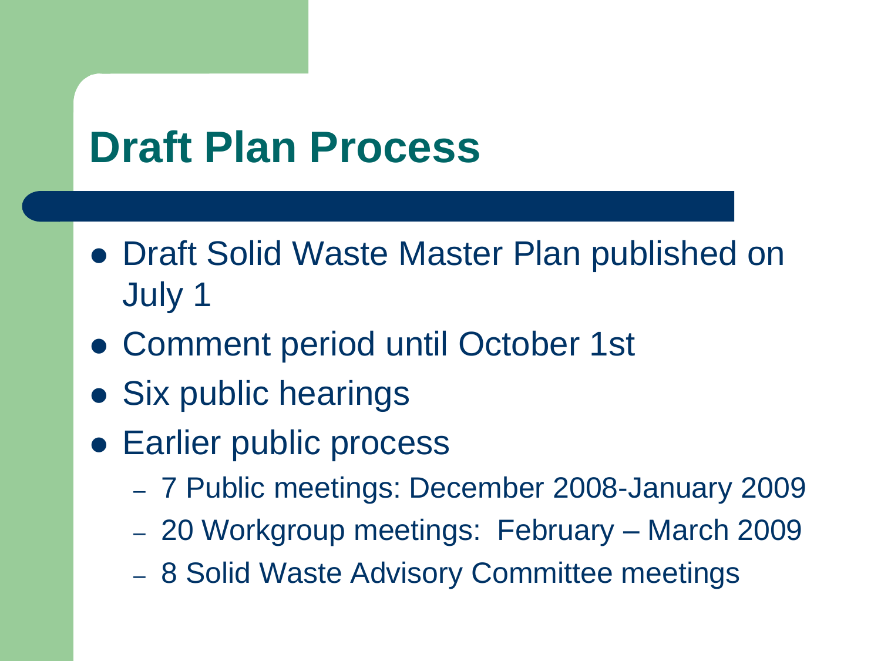# Draft Plan Process

- Draft Solid Waste Master Plan published on July 1
- Comment period until October 1st
- Six public hearings
- Earlier public process
  - 7 Public meetings: December 2008-January 2009
  - 20 Workgroup meetings: February – March 2009
  - 8 Solid Waste Advisory Committee meetings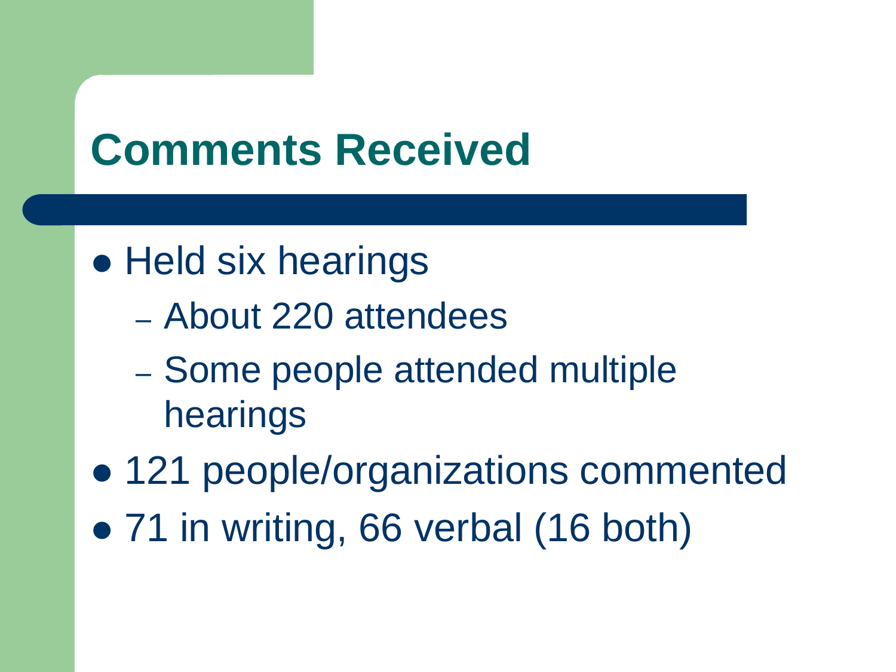# Comments Received

- Held six hearings
  - About 220 attendees
  - Some people attended multiple hearings
- 121 people/organizations commented
- 71 in writing, 66 verbal (16 both)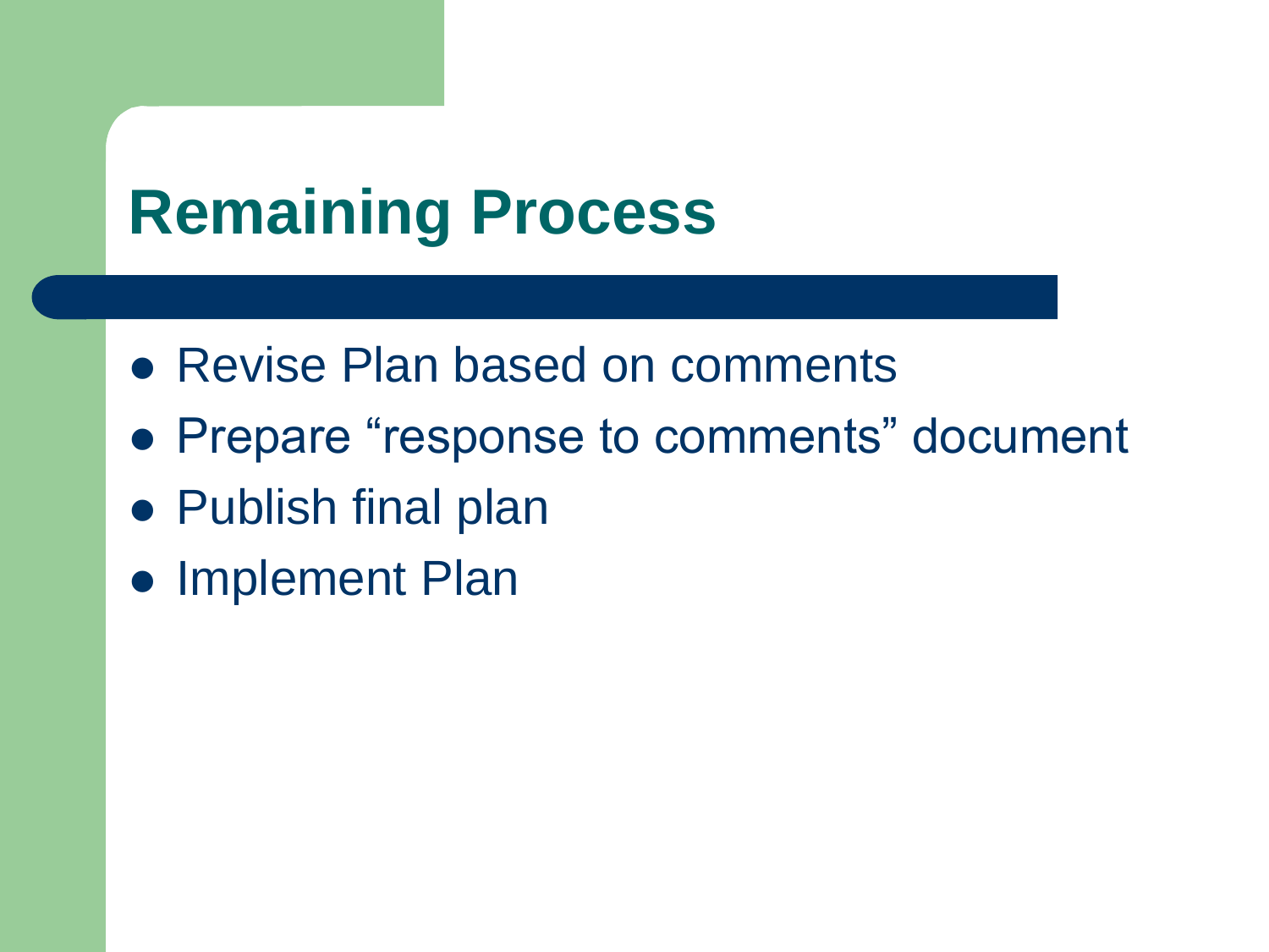# Remaining Process

- Revise Plan based on comments
- Prepare “response to comments” document
- Publish final plan
- Implement Plan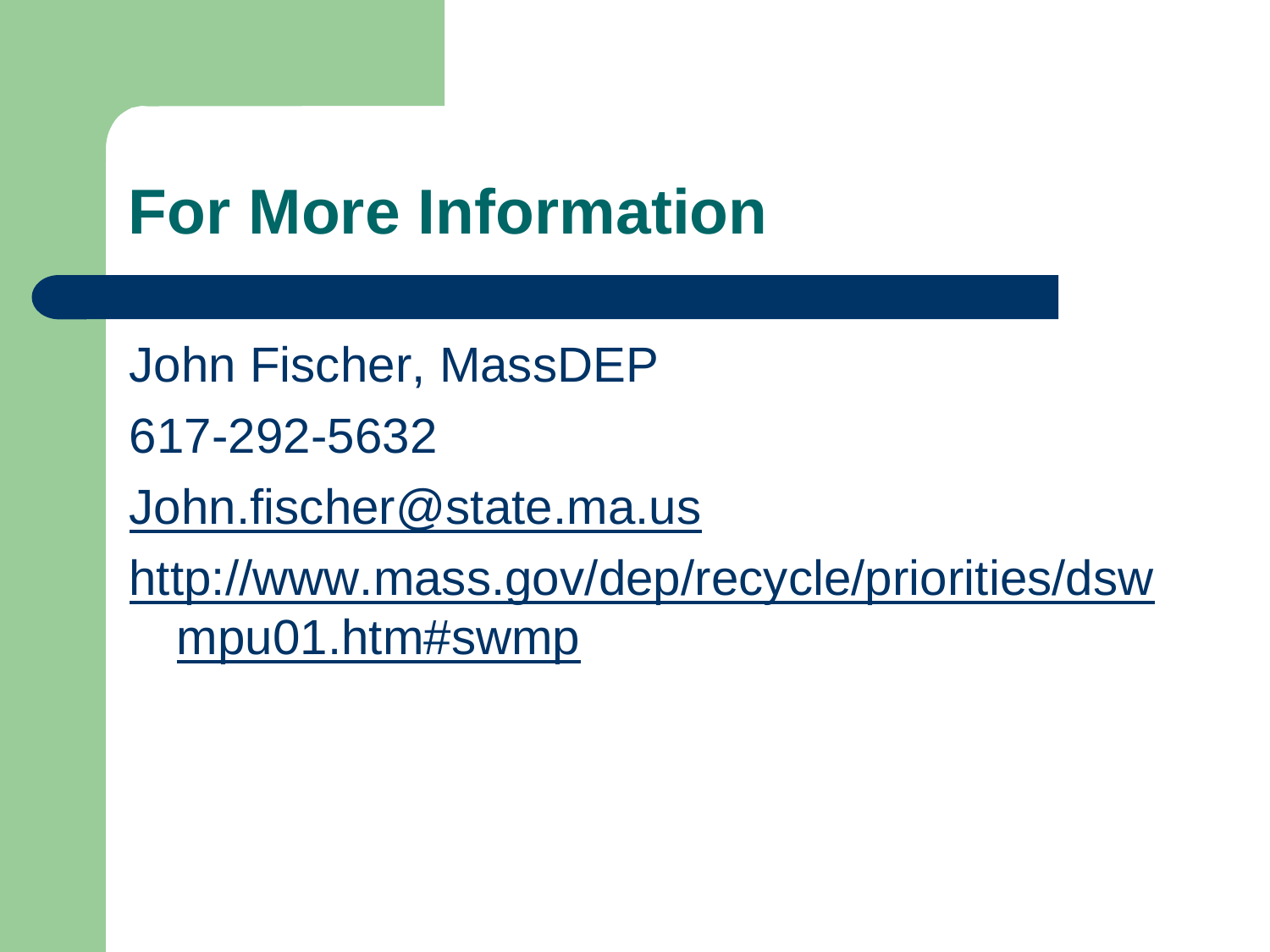# For More Information

John Fischer, MassDEP

617-292-5632

John.fischer@state.ma.us

http://www.mass.gov/dep/recycle/priorities/dswmpu01.htm#swmp